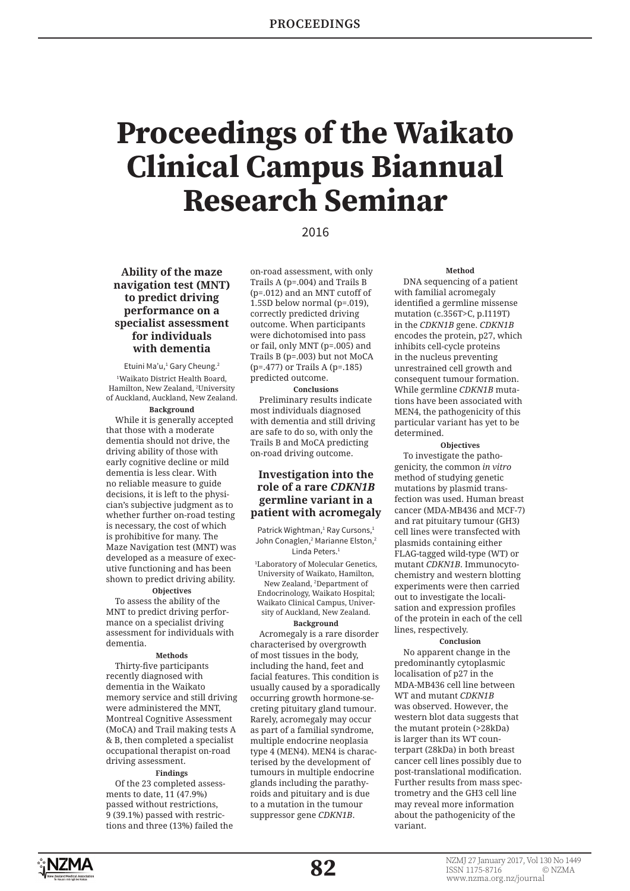# Proceedings of the Waikato Clinical Campus Biannual Research Seminar

2016

## Ability of the maze navigation test (MNT) to predict driving performance on a specialist assessment for individuals with dementia

Etuini Ma'u,[1] Gary Cheung.[2]

[1]Waikato District Health Board, Hamilton, New Zealand, [2]University of Auckland, Auckland, New Zealand.

**Background**

While it is generally accepted that those with a moderate dementia should not drive, the driving ability of those with early cognitive decline or mild dementia is less clear. With no reliable measure to guide decisions, it is left to the physician's subjective judgment as to whether further on-road testing is necessary, the cost of which is prohibitive for many. The Maze Navigation test (MNT) was developed as a measure of executive functioning and has been shown to predict driving ability.

**Objectives**

To assess the ability of the MNT to predict driving performance on a specialist driving assessment for individuals with dementia.

**Methods**

Thirty-five participants recently diagnosed with dementia in the Waikato memory service and still driving were administered the MNT, Montreal Cognitive Assessment (MoCA) and Trail making tests A & B, then completed a specialist occupational therapist on-road driving assessment.

**Findings**

Of the 23 completed assessments to date, 11 (47.9%) passed without restrictions, 9 (39.1%) passed with restrictions and three (13%) failed the on-road assessment, with only Trails A (p=.004) and Trails B (p=.012) and an MNT cutoff of 1.5SD below normal (p=.019), correctly predicted driving outcome. When participants were dichotomised into pass or fail, only MNT (p=.005) and Trails B (p=.003) but not MoCA (p=.477) or Trails A (p=.185) predicted outcome.

**Conclusions**

Preliminary results indicate most individuals diagnosed with dementia and still driving are safe to do so, with only the Trails B and MoCA predicting on-road driving outcome.

## Investigation into the role of a rare *CDKN1B* germline variant in a patient with acromegaly

Patrick Wightman,[1] Ray Cursons,[1] John Conaglen,[2] Marianne Elston,[2] Linda Peters.[1]

[1]Laboratory of Molecular Genetics, University of Waikato, Hamilton, New Zealand, [2]Department of Endocrinology, Waikato Hospital; Waikato Clinical Campus, University of Auckland, New Zealand.

**Background**

Acromegaly is a rare disorder characterised by overgrowth of most tissues in the body, including the hand, feet and facial features. This condition is usually caused by a sporadically occurring growth hormone-secreting pituitary gland tumour. Rarely, acromegaly may occur as part of a familial syndrome, multiple endocrine neoplasia type 4 (MEN4). MEN4 is characterised by the development of tumours in multiple endocrine glands including the parathyroids and pituitary and is due to a mutation in the tumour suppressor gene *CDKN1B*.

**Method**

DNA sequencing of a patient with familial acromegaly identified a germline missense mutation (c.356T>C, p.I119T) in the *CDKN1B* gene. *CDKN1B* encodes the protein, p27, which inhibits cell-cycle proteins in the nucleus preventing unrestrained cell growth and consequent tumour formation. While germline *CDKN1B* mutations have been associated with MEN4, the pathogenicity of this particular variant has yet to be determined.

**Objectives**

To investigate the pathogenicity, the common *in vitro* method of studying genetic mutations by plasmid transfection was used. Human breast cancer (MDA-MB436 and MCF-7) and rat pituitary tumour (GH3) cell lines were transfected with plasmids containing either FLAG-tagged wild-type (WT) or mutant *CDKN1B*. Immunocytochemistry and western blotting experiments were then carried out to investigate the localisation and expression profiles of the protein in each of the cell lines, respectively.

**Conclusion**

No apparent change in the predominantly cytoplasmic localisation of p27 in the MDA-MB436 cell line between WT and mutant *CDKN1B* was observed. However, the western blot data suggests that the mutant protein (>28kDa) is larger than its WT counterpart (28kDa) in both breast cancer cell lines possibly due to post-translational modification. Further results from mass spectrometry and the GH3 cell line may reveal more information about the pathogenicity of the variant.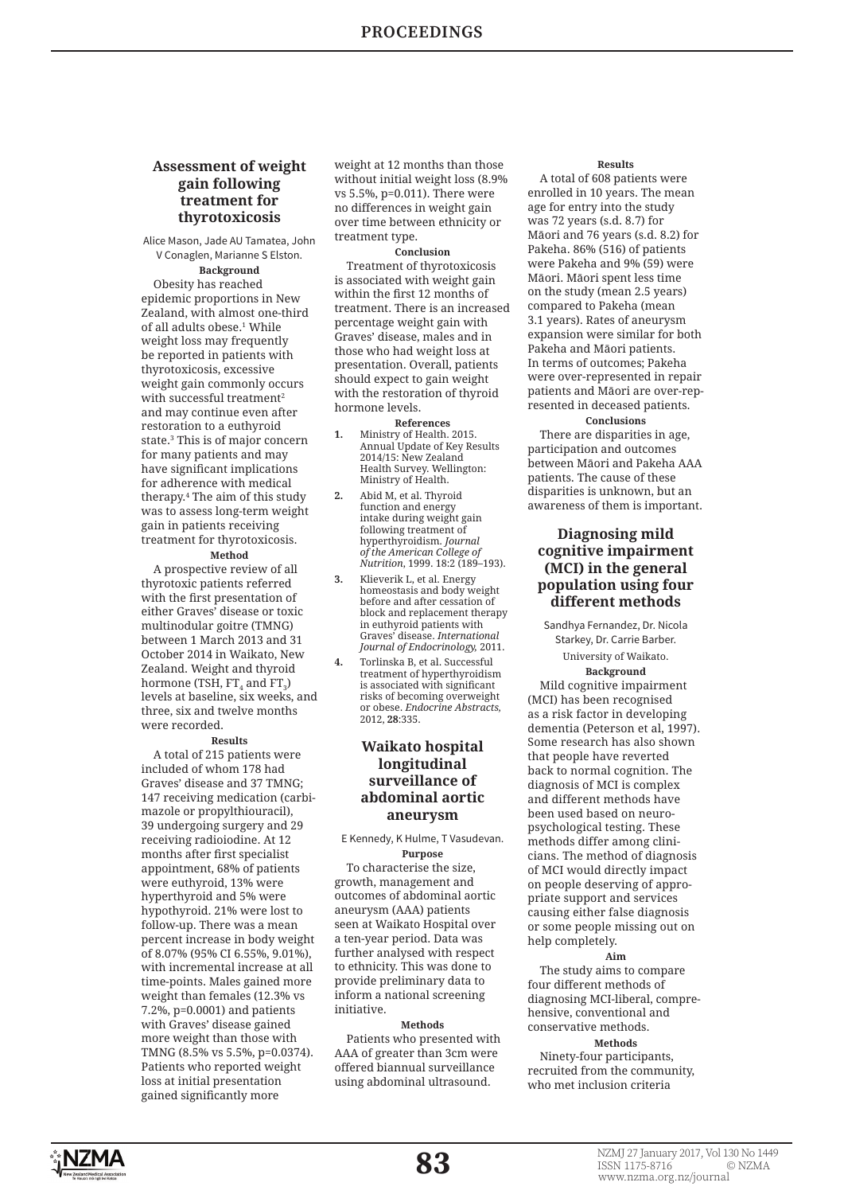### Assessment of weight gain following treatment for thyrotoxicosis

Alice Mason, Jade AU Tamatea, John V Conaglen, Marianne S Elston.

**Background**

Obesity has reached epidemic proportions in New Zealand, with almost one-third of all adults obese.[1] While weight loss may frequently be reported in patients with thyrotoxicosis, excessive weight gain commonly occurs with successful treatment[2] and may continue even after restoration to a euthyroid state.[3] This is of major concern for many patients and may have significant implications for adherence with medical therapy.[4] The aim of this study was to assess long-term weight gain in patients receiving treatment for thyrotoxicosis.

**Method**

A prospective review of all thyrotoxic patients referred with the first presentation of either Graves' disease or toxic multinodular goitre (TMNG) between 1 March 2013 and 31 October 2014 in Waikato, New Zealand. Weight and thyroid hormone (TSH, $FT_4$ and $FT_3$) levels at baseline, six weeks, and three, six and twelve months were recorded.

**Results**

A total of 215 patients were included of whom 178 had Graves' disease and 37 TMNG; 147 receiving medication (carbimazole or propylthiouracil), 39 undergoing surgery and 29 receiving radioiodine. At 12 months after first specialist appointment, 68% of patients were euthyroid, 13% were hyperthyroid and 5% were hypothyroid. 21% were lost to follow-up. There was a mean percent increase in body weight of 8.07% (95% CI 6.55%, 9.01%), with incremental increase at all time-points. Males gained more weight than females (12.3% vs 7.2%, p=0.0001) and patients with Graves' disease gained more weight than those with TMNG (8.5% vs 5.5%, p=0.0374). Patients who reported weight loss at initial presentation gained significantly more weight at 12 months than those without initial weight loss (8.9% vs 5.5%, p=0.011). There were no differences in weight gain over time between ethnicity or treatment type.

**Conclusion**

Treatment of thyrotoxicosis is associated with weight gain within the first 12 months of treatment. There is an increased percentage weight gain with Graves' disease, males and in those who had weight loss at presentation. Overall, patients should expect to gain weight with the restoration of thyroid hormone levels.

**References**

1. Ministry of Health. 2015. Annual Update of Key Results 2014/15: New Zealand Health Survey. Wellington: Ministry of Health.
2. Abid M, et al. Thyroid function and energy intake during weight gain following treatment of hyperthyroidism. *Journal of the American College of Nutrition*, 1999. 18:2 (189–193).
3. Klieverik L, et al. Energy homeostasis and body weight before and after cessation of block and replacement therapy in euthyroid patients with Graves' disease. *International Journal of Endocrinology*, 2011.
4. Torlinska B, et al. Successful treatment of hyperthyroidism is associated with significant risks of becoming overweight or obese. *Endocrine Abstracts*, 2012, **28**:335.

### Waikato hospital longitudinal surveillance of abdominal aortic aneurysm

E Kennedy, K Hulme, T Vasudevan.

**Purpose**

To characterise the size, growth, management and outcomes of abdominal aortic aneurysm (AAA) patients seen at Waikato Hospital over a ten-year period. Data was further analysed with respect to ethnicity. This was done to provide preliminary data to inform a national screening initiative.

**Methods**

Patients who presented with AAA of greater than 3cm were offered biannual surveillance using abdominal ultrasound.

**Results**

A total of 608 patients were enrolled in 10 years. The mean age for entry into the study was 72 years (s.d. 8.7) for Māori and 76 years (s.d. 8.2) for Pakeha. 86% (516) of patients were Pakeha and 9% (59) were Māori. Māori spent less time on the study (mean 2.5 years) compared to Pakeha (mean 3.1 years). Rates of aneurysm expansion were similar for both Pakeha and Māori patients. In terms of outcomes; Pakeha were over-represented in repair patients and Māori are over-represented in deceased patients.

**Conclusions**

There are disparities in age, participation and outcomes between Māori and Pakeha AAA patients. The cause of these disparities is unknown, but an awareness of them is important.

### Diagnosing mild cognitive impairment (MCI) in the general population using four different methods

Sandhya Fernandez, Dr. Nicola Starkey, Dr. Carrie Barber.

University of Waikato.

**Background**

Mild cognitive impairment (MCI) has been recognised as a risk factor in developing dementia (Peterson et al, 1997). Some research has also shown that people have reverted back to normal cognition. The diagnosis of MCI is complex and different methods have been used based on neuropsychological testing. These methods differ among clinicians. The method of diagnosis of MCI would directly impact on people deserving of appropriate support and services causing either false diagnosis or some people missing out on help completely.

**Aim**

The study aims to compare four different methods of diagnosing MCI-liberal, comprehensive, conventional and conservative methods.

**Methods**

Ninety-four participants, recruited from the community, who met inclusion criteria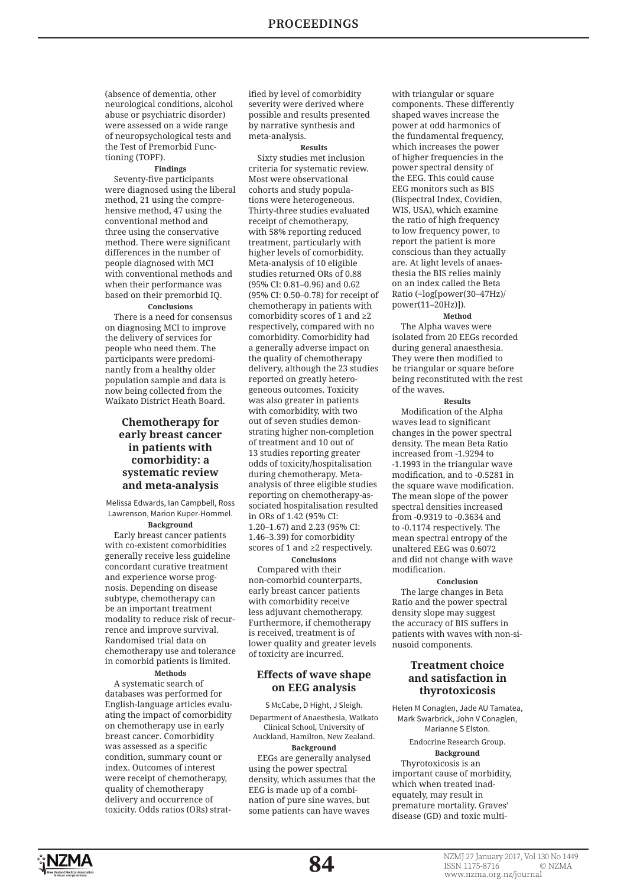(absence of dementia, other neurological conditions, alcohol abuse or psychiatric disorder) were assessed on a wide range of neuropsychological tests and the Test of Premorbid Functioning (TOPF).

**Findings**

Seventy-five participants were diagnosed using the liberal method, 21 using the comprehensive method, 47 using the conventional method and three using the conservative method. There were significant differences in the number of people diagnosed with MCI with conventional methods and when their performance was based on their premorbid IQ.

**Conclusions**

There is a need for consensus on diagnosing MCI to improve the delivery of services for people who need them. The participants were predominantly from a healthy older population sample and data is now being collected from the Waikato District Heath Board.

## Chemotherapy for early breast cancer in patients with comorbidity: a systematic review and meta-analysis

Melissa Edwards, Ian Campbell, Ross Lawrenson, Marion Kuper-Hommel.

**Background**

Early breast cancer patients with co-existent comorbidities generally receive less guideline concordant curative treatment and experience worse prognosis. Depending on disease subtype, chemotherapy can be an important treatment modality to reduce risk of recurrence and improve survival. Randomised trial data on chemotherapy use and tolerance in comorbid patients is limited.

**Methods**

A systematic search of databases was performed for English-language articles evaluating the impact of comorbidity on chemotherapy use in early breast cancer. Comorbidity was assessed as a specific condition, summary count or index. Outcomes of interest were receipt of chemotherapy, quality of chemotherapy delivery and occurrence of toxicity. Odds ratios (ORs) stratified by level of comorbidity severity were derived where possible and results presented by narrative synthesis and meta-analysis.

**Results**

Sixty studies met inclusion criteria for systematic review. Most were observational cohorts and study populations were heterogeneous. Thirty-three studies evaluated receipt of chemotherapy, with 58% reporting reduced treatment, particularly with higher levels of comorbidity. Meta-analysis of 10 eligible studies returned ORs of 0.88 (95% CI: 0.81–0.96) and 0.62 (95% CI: 0.50–0.78) for receipt of chemotherapy in patients with comorbidity scores of 1 and ≥2 respectively, compared with no comorbidity. Comorbidity had a generally adverse impact on the quality of chemotherapy delivery, although the 23 studies reported on greatly heterogeneous outcomes. Toxicity was also greater in patients with comorbidity, with two out of seven studies demonstrating higher non-completion of treatment and 10 out of 13 studies reporting greater odds of toxicity/hospitalisation during chemotherapy. Meta-analysis of three eligible studies reporting on chemotherapy-associated hospitalisation resulted in ORs of 1.42 (95% CI: 1.20–1.67) and 2.23 (95% CI: 1.46–3.39) for comorbidity scores of 1 and ≥2 respectively.

**Conclusions**

Compared with their non-comorbid counterparts, early breast cancer patients with comorbidity receive less adjuvant chemotherapy. Furthermore, if chemotherapy is received, treatment is of lower quality and greater levels of toxicity are incurred.

## Effects of wave shape on EEG analysis

S McCabe, D Hight, J Sleigh.

Department of Anaesthesia, Waikato Clinical School, University of Auckland, Hamilton, New Zealand.

**Background**

EEGs are generally analysed using the power spectral density, which assumes that the EEG is made up of a combination of pure sine waves, but some patients can have waves with triangular or square components. These differently shaped waves increase the power at odd harmonics of the fundamental frequency, which increases the power of higher frequencies in the power spectral density of the EEG. This could cause EEG monitors such as BIS (Bispectral Index, Covidien, WIS, USA), which examine the ratio of high frequency to low frequency power, to report the patient is more conscious than they actually are. At light levels of anaesthesia the BIS relies mainly on an index called the Beta Ratio (=log[power(30–47Hz)/power(11–20Hz)]).

**Method**

The Alpha waves were isolated from 20 EEGs recorded during general anaesthesia. They were then modified to be triangular or square before being reconstituted with the rest of the waves.

**Results**

Modification of the Alpha waves lead to significant changes in the power spectral density. The mean Beta Ratio increased from -1.9294 to -1.1993 in the triangular wave modification, and to -0.5281 in the square wave modification. The mean slope of the power spectral densities increased from -0.9319 to -0.3634 and to -0.1174 respectively. The mean spectral entropy of the unaltered EEG was 0.6072 and did not change with wave modification.

**Conclusion**

The large changes in Beta Ratio and the power spectral density slope may suggest the accuracy of BIS suffers in patients with waves with non-sinusoid components.

## Treatment choice and satisfaction in thyrotoxicosis

Helen M Conaglen, Jade AU Tamatea, Mark Swarbrick, John V Conaglen, Marianne S Elston.

Endocrine Research Group.

**Background**

Thyrotoxicosis is an important cause of morbidity, which when treated inadequately, may result in premature mortality. Graves' disease (GD) and toxic multi-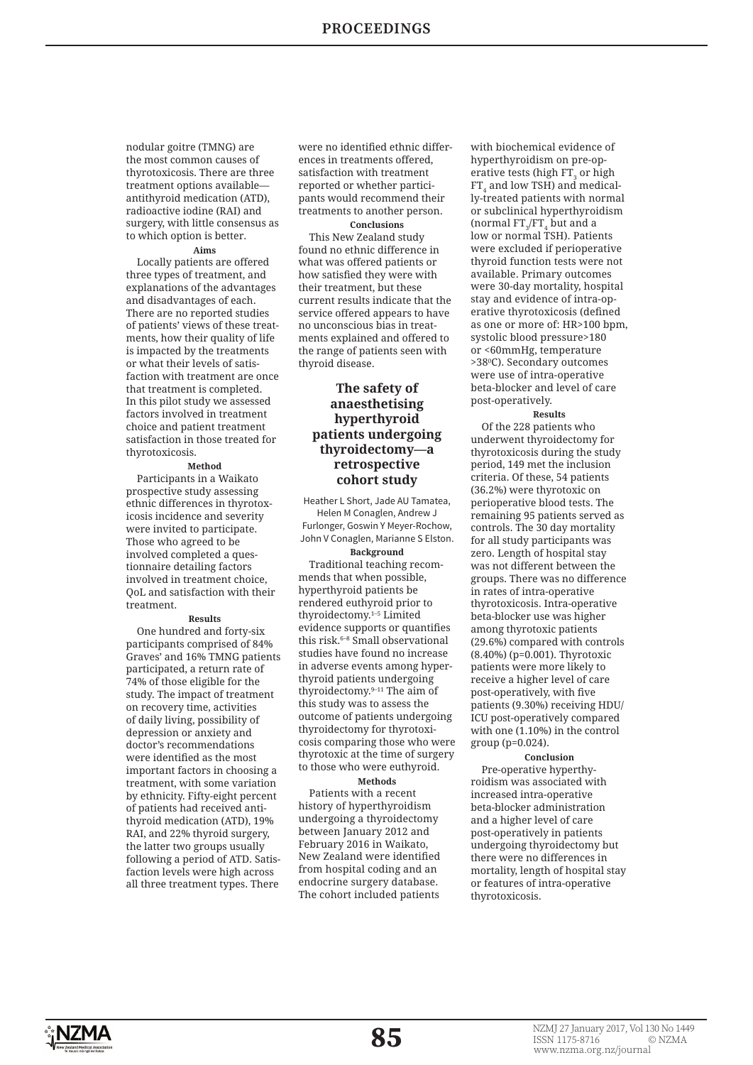nodular goitre (TMNG) are the most common causes of thyrotoxicosis. There are three treatment options available—antithyroid medication (ATD), radioactive iodine (RAI) and surgery, with little consensus as to which option is better.

**Aims**

Locally patients are offered three types of treatment, and explanations of the advantages and disadvantages of each. There are no reported studies of patients' views of these treatments, how their quality of life is impacted by the treatments or what their levels of satisfaction with treatment are once that treatment is completed. In this pilot study we assessed factors involved in treatment choice and patient treatment satisfaction in those treated for thyrotoxicosis.

**Method**

Participants in a Waikato prospective study assessing ethnic differences in thyrotoxicosis incidence and severity were invited to participate. Those who agreed to be involved completed a questionnaire detailing factors involved in treatment choice, QoL and satisfaction with their treatment.

**Results**

One hundred and forty-six participants comprised of 84% Graves' and 16% TMNG patients participated, a return rate of 74% of those eligible for the study. The impact of treatment on recovery time, activities of daily living, possibility of depression or anxiety and doctor's recommendations were identified as the most important factors in choosing a treatment, with some variation by ethnicity. Fifty-eight percent of patients had received antithyroid medication (ATD), 19% RAI, and 22% thyroid surgery, the latter two groups usually following a period of ATD. Satisfaction levels were high across all three treatment types. There were no identified ethnic differences in treatments offered, satisfaction with treatment reported or whether participants would recommend their treatments to another person.

**Conclusions**

This New Zealand study found no ethnic difference in what was offered patients or how satisfied they were with their treatment, but these current results indicate that the service offered appears to have no unconscious bias in treatments explained and offered to the range of patients seen with thyroid disease.

## The safety of anaesthetising hyperthyroid patients undergoing thyroidectomy—a retrospective cohort study

Heather L Short, Jade AU Tamatea, Helen M Conaglen, Andrew J Furlonger, Goswin Y Meyer-Rochow, John V Conaglen, Marianne S Elston.

**Background**

Traditional teaching recommends that when possible, hyperthyroid patients be rendered euthyroid prior to thyroidectomy.[1–5] Limited evidence supports or quantifies this risk.[6–8] Small observational studies have found no increase in adverse events among hyperthyroid patients undergoing thyroidectomy.[9–11] The aim of this study was to assess the outcome of patients undergoing thyroidectomy for thyrotoxicosis comparing those who were thyrotoxic at the time of surgery to those who were euthyroid.

**Methods**

Patients with a recent history of hyperthyroidism undergoing a thyroidectomy between January 2012 and February 2016 in Waikato, New Zealand were identified from hospital coding and an endocrine surgery database. The cohort included patients with biochemical evidence of hyperthyroidism on pre-operative tests (high $FT_3$ or high $FT_4$ and low TSH) and medically-treated patients with normal or subclinical hyperthyroidism (normal $FT_3$/$FT_4$ but and a low or normal TSH). Patients were excluded if perioperative thyroid function tests were not available. Primary outcomes were 30-day mortality, hospital stay and evidence of intra-operative thyrotoxicosis (defined as one or more of: HR>100 bpm, systolic blood pressure>180 or <60mmHg, temperature >38$^{0}$C). Secondary outcomes were use of intra-operative beta-blocker and level of care post-operatively.

**Results**

Of the 228 patients who underwent thyroidectomy for thyrotoxicosis during the study period, 149 met the inclusion criteria. Of these, 54 patients (36.2%) were thyrotoxic on perioperative blood tests. The remaining 95 patients served as controls. The 30 day mortality for all study participants was zero. Length of hospital stay was not different between the groups. There was no difference in rates of intra-operative thyrotoxicosis. Intra-operative beta-blocker use was higher among thyrotoxic patients (29.6%) compared with controls (8.40%) (p=0.001). Thyrotoxic patients were more likely to receive a higher level of care post-operatively, with five patients (9.30%) receiving HDU/ICU post-operatively compared with one (1.10%) in the control group (p=0.024).

**Conclusion**

Pre-operative hyperthyroidism was associated with increased intra-operative beta-blocker administration and a higher level of care post-operatively in patients undergoing thyroidectomy but there were no differences in mortality, length of hospital stay or features of intra-operative thyrotoxicosis.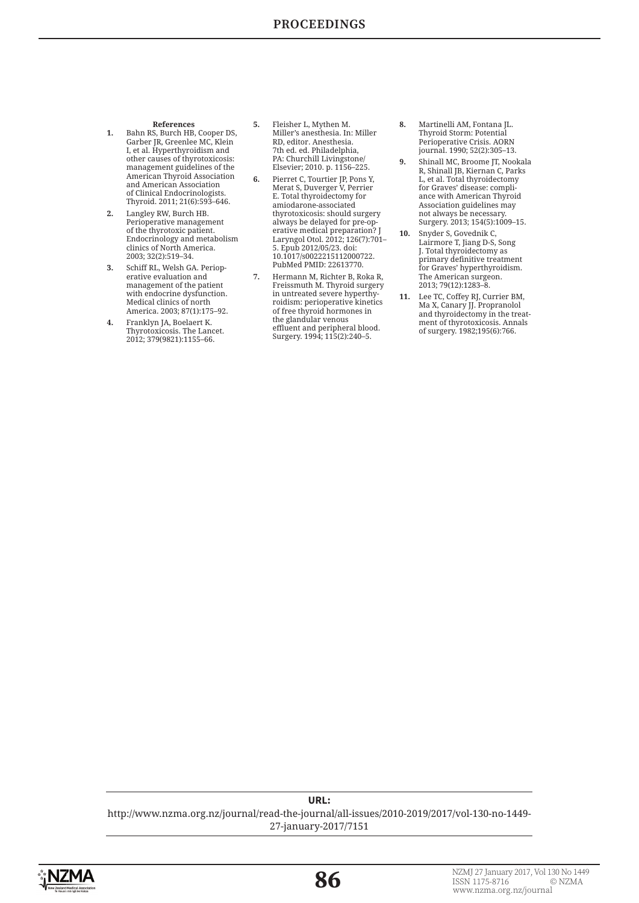#### References

1. Bahn RS, Burch HB, Cooper DS, Garber JR, Greenlee MC, Klein I, et al. Hyperthyroidism and other causes of thyrotoxicosis: management guidelines of the American Thyroid Association and American Association of Clinical Endocrinologists. Thyroid. 2011; 21(6):593–646.
2. Langley RW, Burch HB. Perioperative management of the thyrotoxic patient. Endocrinology and metabolism clinics of North America. 2003; 32(2):519–34.
3. Schiff RL, Welsh GA. Perioperative evaluation and management of the patient with endocrine dysfunction. Medical clinics of north America. 2003; 87(1):175–92.
4. Franklyn JA, Boelaert K. Thyrotoxicosis. The Lancet. 2012; 379(9821):1155–66.
5. Fleisher L, Mythen M. Miller's anesthesia. In: Miller RD, editor. Anesthesia. 7th ed. ed. Philadelphia, PA: Churchill Livingstone/ Elsevier; 2010. p. 1156–225.
6. Pierret C, Tourtier JP, Pons Y, Merat S, Duverger V, Perrier E. Total thyroidectomy for amiodarone-associated thyrotoxicosis: should surgery always be delayed for pre-operative medical preparation? J Laryngol Otol. 2012; 126(7):701–5. Epub 2012/05/23. doi: 10.1017/s0022215112000722. PubMed PMID: 22613770.
7. Hermann M, Richter B, Roka R, Freissmuth M. Thyroid surgery in untreated severe hyperthyroidism: perioperative kinetics of free thyroid hormones in the glandular venous effluent and peripheral blood. Surgery. 1994; 115(2):240–5.
8. Martinelli AM, Fontana JL. Thyroid Storm: Potential Perioperative Crisis. AORN journal. 1990; 52(2):305–13.
9. Shinall MC, Broome JT, Nookala R, Shinall JB, Kiernan C, Parks L, et al. Total thyroidectomy for Graves' disease: compliance with American Thyroid Association guidelines may not always be necessary. Surgery. 2013; 154(5):1009–15.
10. Snyder S, Govednik C, Lairmore T, Jiang D-S, Song J. Total thyroidectomy as primary definitive treatment for Graves' hyperthyroidism. The American surgeon. 2013; 79(12):1283–8.
11. Lee TC, Coffey RJ, Currier BM, Ma X, Canary JJ. Propranolol and thyroidectomy in the treatment of thyrotoxicosis. Annals of surgery. 1982;195(6):766.

**URL:**
http://www.nzma.org.nz/journal/read-the-journal/all-issues/2010-2019/2017/vol-130-no-1449-27-january-2017/7151